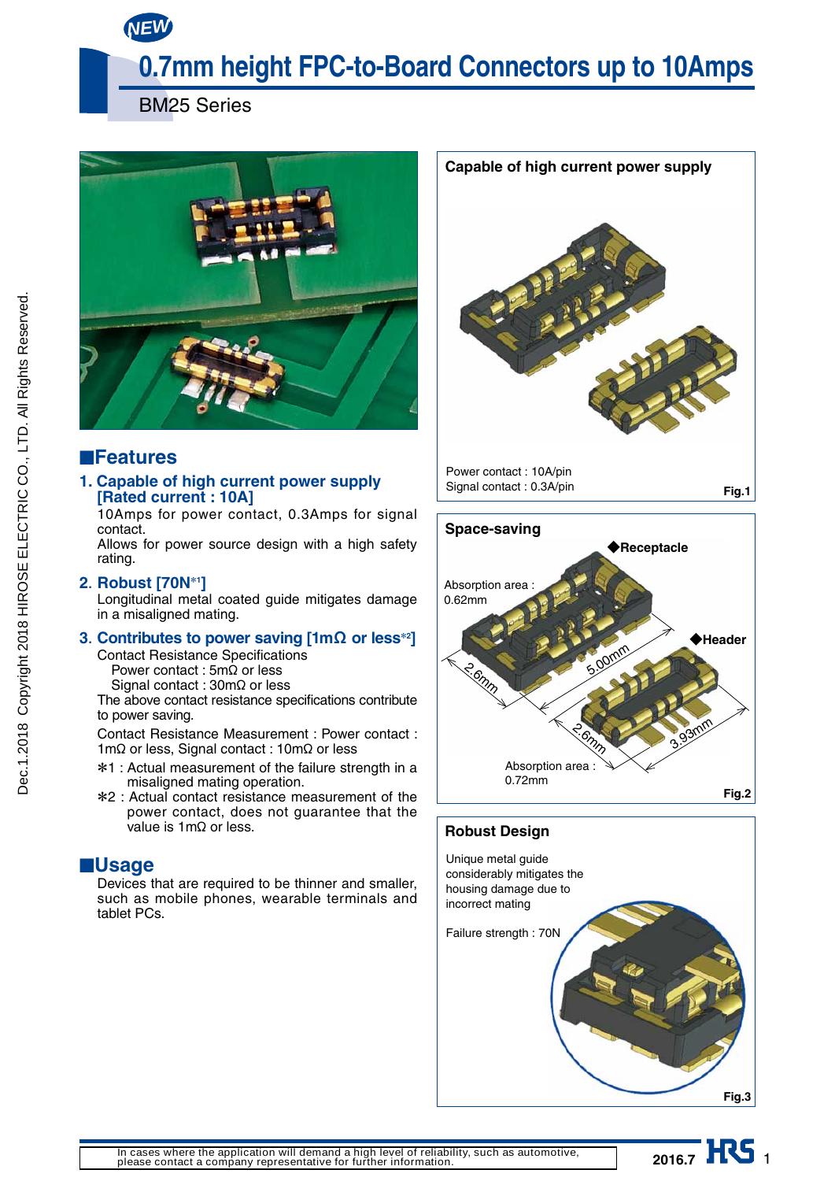NEW

# 0.7mm height FPC-to-Board Connectors up to 10Amps

BM25 Series

## ■Features

### 1. Capable of high current power supply [Rated current : 10A]

10Amps for power contact, 0.3Amps for signal contact.
Allows for power source design with a high safety rating.

### 2. Robust [70N*1]

Longitudinal metal coated guide mitigates damage in a misaligned mating.

### 3. Contributes to power saving [1mΩ or less*2]

Contact Resistance Specifications
- Power contact : 5mΩ or less
- Signal contact : 30mΩ or less

The above contact resistance specifications contribute to power saving.

Contact Resistance Measurement : Power contact : 1mΩ or less, Signal contact : 10mΩ or less

∗1 : Actual measurement of the failure strength in a misaligned mating operation.
∗2 : Actual contact resistance measurement of the power contact, does not guarantee that the value is 1mΩ or less.

## ■Usage

Devices that are required to be thinner and smaller, such as mobile phones, wearable terminals and tablet PCs.

**Capable of high current power supply**

Power contact : 10A/pin
Signal contact : 0.3A/pin

Fig.1

**Space-saving**

◆Receptacle
Absorption area : 0.62mm
2.6mm
5.00mm

◆Header
Absorption area : 0.72mm
2.6mm
3.93mm

Fig.2

**Robust Design**

Unique metal guide considerably mitigates the housing damage due to incorrect mating

Failure strength : 70N

Fig.3

In cases where the application will demand a high level of reliability, such as automotive, please contact a company representative for further information.

2016.7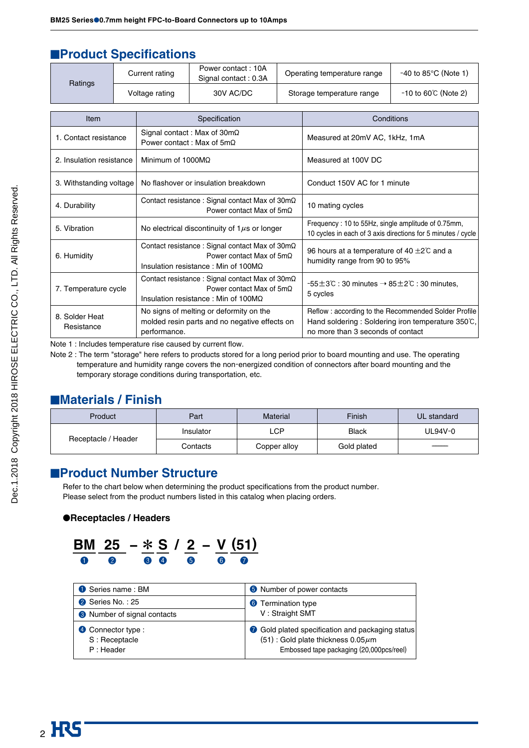## ■Product Specifications

| Ratings | Current rating | Power contact : 10A<br>Signal contact : 0.3A | Operating temperature range | -40 to 85°C (Note 1) |
|---|---|---|---|---|
| | Voltage rating | 30V AC/DC | Storage temperature range | -10 to 60℃ (Note 2) |

| Item | Specification | Conditions |
|---|---|---|
| 1. Contact resistance | Signal contact : Max of 30mΩ<br>Power contact : Max of 5mΩ | Measured at 20mV AC, 1kHz, 1mA |
| 2. Insulation resistance | Minimum of 1000MΩ | Measured at 100V DC |
| 3. Withstanding voltage | No flashover or insulation breakdown | Conduct 150V AC for 1 minute |
| 4. Durability | Contact resistance : Signal contact Max of 30mΩ<br>Power contact Max of 5mΩ | 10 mating cycles |
| 5. Vibration | No electrical discontinuity of 1$\mu$s or longer | Frequency : 10 to 55Hz, single amplitude of 0.75mm, 10 cycles in each of 3 axis directions for 5 minutes / cycle |
| 6. Humidity | Contact resistance : Signal contact Max of 30mΩ<br>Power contact Max of 5mΩ<br>Insulation resistance : Min of 100MΩ | 96 hours at a temperature of 40 ±2℃ and a humidity range from 90 to 95% |
| 7. Temperature cycle | Contact resistance : Signal contact Max of 30mΩ<br>Power contact Max of 5mΩ<br>Insulation resistance : Min of 100MΩ | -55±3℃ : 30 minutes → 85±2℃ : 30 minutes, 5 cycles |
| 8. Solder Heat Resistance | No signs of melting or deformity on the molded resin parts and no negative effects on performance. | Reflow : according to the Recommended Solder Profile<br>Hand soldering : Soldering iron temperature 350℃, no more than 3 seconds of contact |

Note 1 : Includes temperature rise caused by current flow.

Note 2 : The term "storage" here refers to products stored for a long period prior to board mounting and use. The operating temperature and humidity range covers the non-energized condition of connectors after board mounting and the temporary storage conditions during transportation, etc.

## ■Materials / Finish

| Product | Part | Material | Finish | UL standard |
|---|---|---|---|---|
| Receptacle / Header | Insulator | LCP | Black | UL94V-0 |
| | Contacts | Copper alloy | Gold plated | —— |

## ■Product Number Structure

Refer to the chart below when determining the product specifications from the product number.
Please select from the product numbers listed in this catalog when placing orders.

### ●Receptacles / Headers

**BM 25 – ✻ S / 2 – V (51)**
❶ ❷ ❸ ❹ ❺ ❻ ❼

| | |
|---|---|
| ❶ Series name : BM | ❺ Number of power contacts |
| ❷ Series No. : 25 | ❻ Termination type<br>V : Straight SMT |
| ❸ Number of signal contacts | |
| ❹ Connector type :<br>S : Receptacle<br>P : Header | ❼ Gold plated specification and packaging status<br>(51) : Gold plate thickness 0.05$\mu$m<br>Embossed tape packaging (20,000pcs/reel) |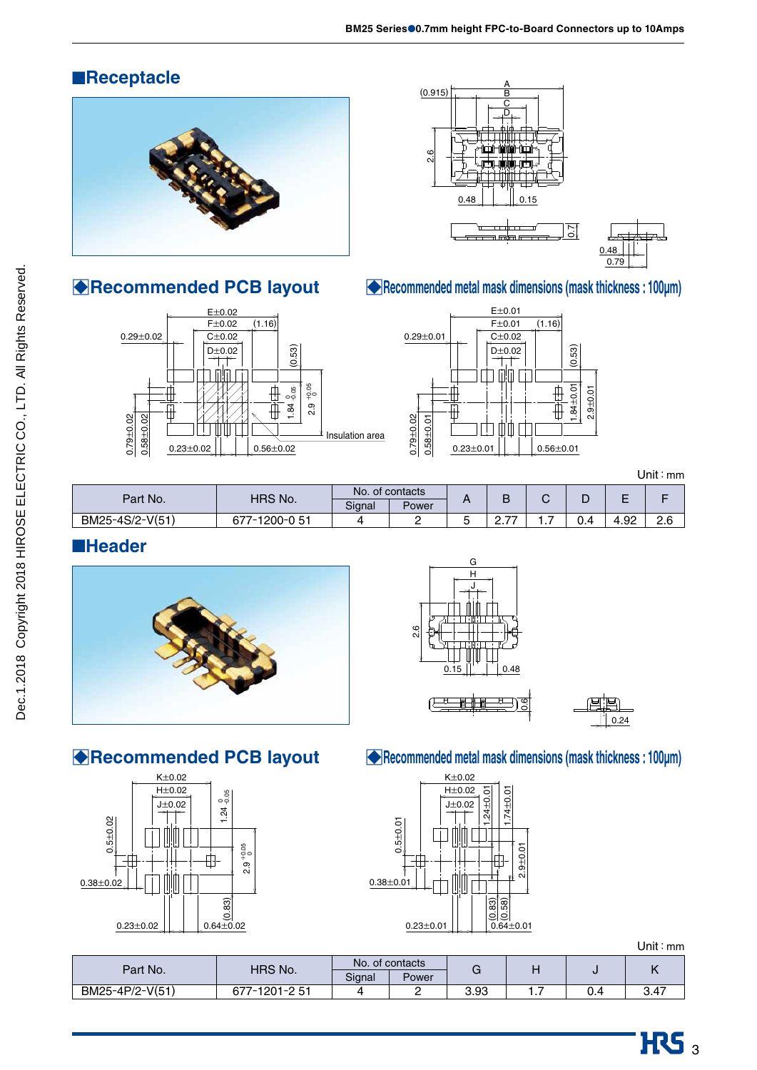## Receptacle

### Recommended PCB layout

### Recommended metal mask dimensions (mask thickness : 100μm)

Unit : mm

| Part No. | HRS No. | No. of contacts | | A | B | C | D | E | F |
|---|---|---|---|---|---|---|---|---|---|
| | | Signal | Power | | | | | | |
| BM25-4S/2-V(51) | 677-1200-0 51 | 4 | 2 | 5 | 2.77 | 1.7 | 0.4 | 4.92 | 2.6 |

## Header

### Recommended PCB layout

### Recommended metal mask dimensions (mask thickness : 100μm)

Unit : mm

| Part No. | HRS No. | No. of contacts | | G | H | J | K |
|---|---|---|---|---|---|---|---|
| | | Signal | Power | | | | |
| BM25-4P/2-V(51) | 677-1201-2 51 | 4 | 2 | 3.93 | 1.7 | 0.4 | 3.47 |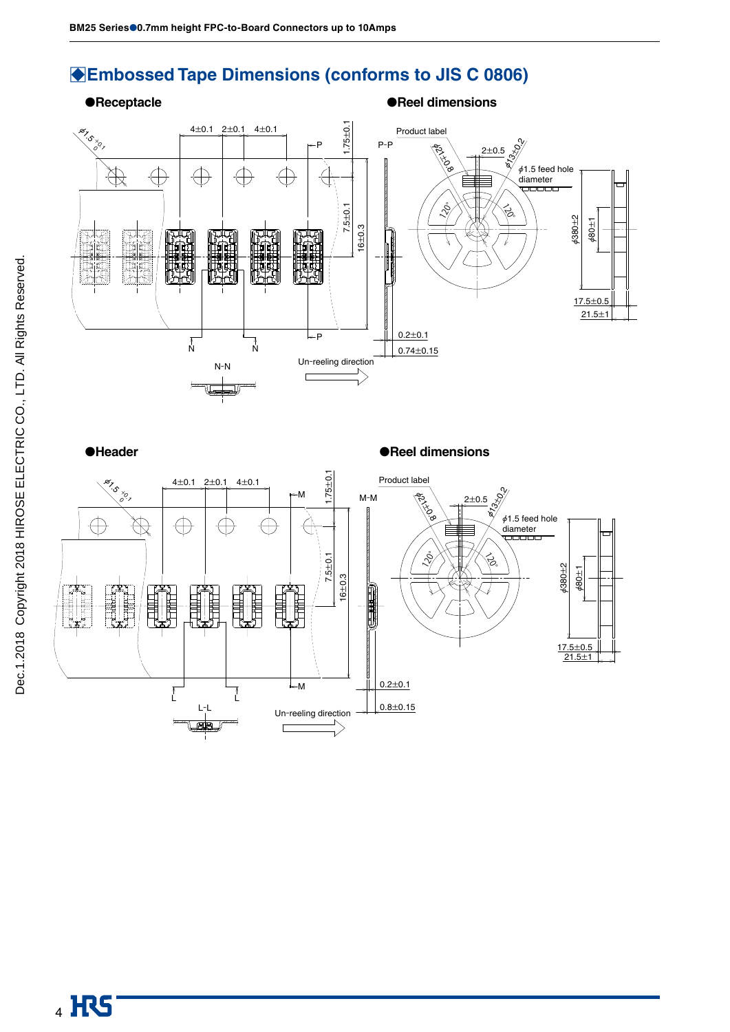## ◆Embossed Tape Dimensions (conforms to JIS C 0806)

### ●Receptacle

φ1.5 +0.1 0

4±0.1 2±0.1 4±0.1

1.75±0.1

7.5±0.1

16±0.3

P P

N N

N-N

Un-reeling direction

### ●Reel dimensions

P-P

Product label

φ21±0.8

2±0.5

φ13±0.2

φ1.5 feed hole diameter

120°

120°

φ380±2

φ80±1

17.5±0.5

21.5±1

0.2±0.1

0.74±0.15

### ●Header

φ1.5 +0.1 0

4±0.1 2±0.1 4±0.1

1.75±0.1

7.5±0.1

16±0.3

M M

L L

L-L

Un-reeling direction

### ●Reel dimensions

M-M

Product label

φ21±0.8

2±0.5

φ13±0.2

φ1.5 feed hole diameter

120°

120°

φ380±2

φ80±1

17.5±0.5

21.5±1

0.2±0.1

0.8±0.15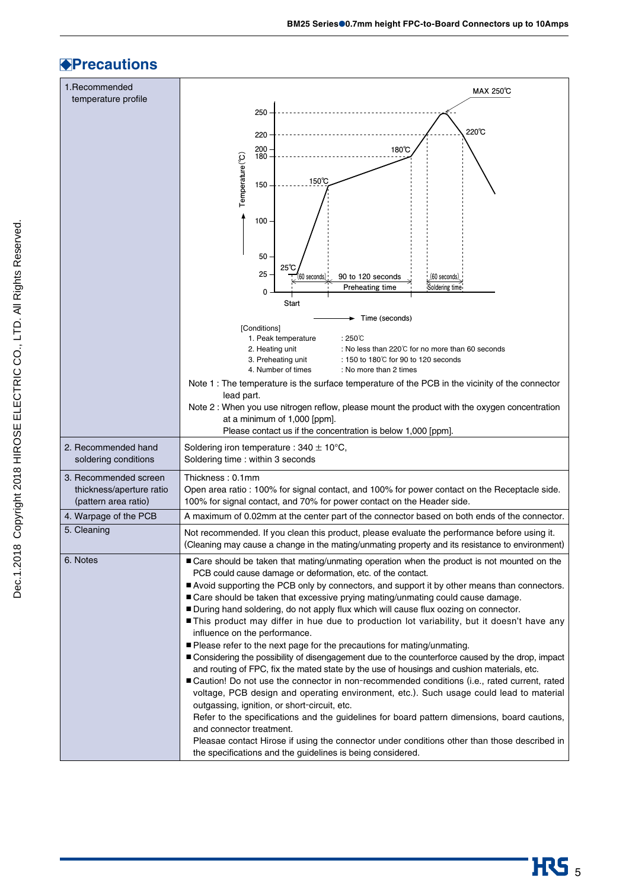## ◆Precautions

| | |
|---|---|
| 1. Recommended temperature profile | MAX 250℃ / 220℃ / 180℃ / 150℃ / 25℃ — Temperature (℃) vs Time (seconds); Start; (60 seconds); 90 to 120 seconds Preheating time; (60 seconds) Soldering time<br><br>[Conditions]<br>1. Peak temperature : 250℃<br>2. Heating unit : No less than 220℃ for no more than 60 seconds<br>3. Preheating unit : 150 to 180℃ for 90 to 120 seconds<br>4. Number of times : No more than 2 times<br><br>Note 1 : The temperature is the surface temperature of the PCB in the vicinity of the connector lead part.<br>Note 2 : When you use nitrogen reflow, please mount the product with the oxygen concentration at a minimum of 1,000 [ppm]. Please contact us if the concentration is below 1,000 [ppm]. |
| 2. Recommended hand soldering conditions | Soldering iron temperature : 340 ± 10°C,<br>Soldering time : within 3 seconds |
| 3. Recommended screen thickness/aperture ratio (pattern area ratio) | Thickness : 0.1mm<br>Open area ratio : 100% for signal contact, and 100% for power contact on the Receptacle side.<br>100% for signal contact, and 70% for power contact on the Header side. |
| 4. Warpage of the PCB | A maximum of 0.02mm at the center part of the connector based on both ends of the connector. |
| 5. Cleaning | Not recommended. If you clean this product, please evaluate the performance before using it.<br>(Cleaning may cause a change in the mating/unmating property and its resistance to environment) |
| 6. Notes | ■ Care should be taken that mating/unmating operation when the product is not mounted on the PCB could cause damage or deformation, etc. of the contact.<br>■ Avoid supporting the PCB only by connectors, and support it by other means than connectors.<br>■ Care should be taken that excessive prying mating/unmating could cause damage.<br>■ During hand soldering, do not apply flux which will cause flux oozing on connector.<br>■ This product may differ in hue due to production lot variability, but it doesn't have any influence on the performance.<br>■ Please refer to the next page for the precautions for mating/unmating.<br>■ Considering the possibility of disengagement due to the counterforce caused by the drop, impact and routing of FPC, fix the mated state by the use of housings and cushion materials, etc.<br>■ Caution! Do not use the connector in non-recommended conditions (i.e., rated current, rated voltage, PCB design and operating environment, etc.). Such usage could lead to material outgassing, ignition, or short-circuit, etc.<br>Refer to the specifications and the guidelines for board pattern dimensions, board cautions, and connector treatment.<br>Pleasae contact Hirose if using the connector under conditions other than those described in the specifications and the guidelines is being considered. |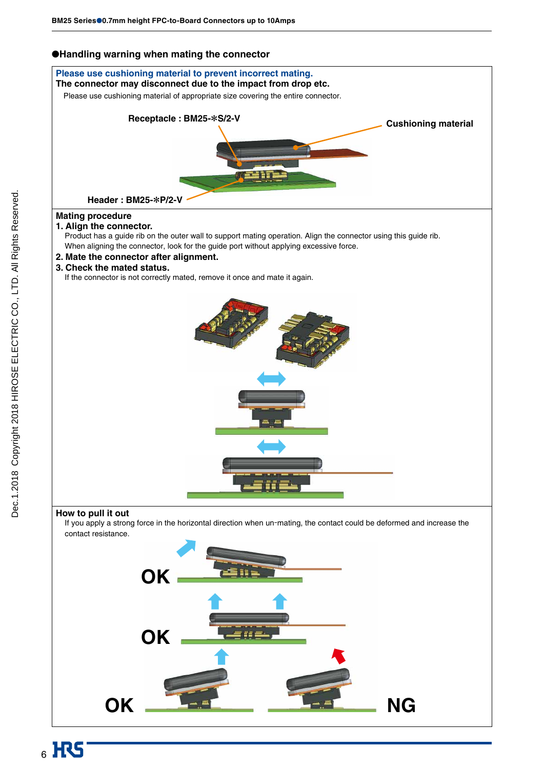## ●Handling warning when mating the connector

**Please use cushioning material to prevent incorrect mating.**
**The connector may disconnect due to the impact from drop etc.**

Please use cushioning material of appropriate size covering the entire connector.

**Receptacle : BM25-*S/2-V**

**Cushioning material**

**Header : BM25-*P/2-V**

**Mating procedure**

**1. Align the connector.**

Product has a guide rib on the outer wall to support mating operation. Align the connector using this guide rib.
When aligning the connector, look for the guide port without applying excessive force.

**2. Mate the connector after alignment.**

**3. Check the mated status.**

If the connector is not correctly mated, remove it once and mate it again.

**How to pull it out**

If you apply a strong force in the horizontal direction when un-mating, the contact could be deformed and increase the contact resistance.

**OK**

**OK**

**OK**

**NG**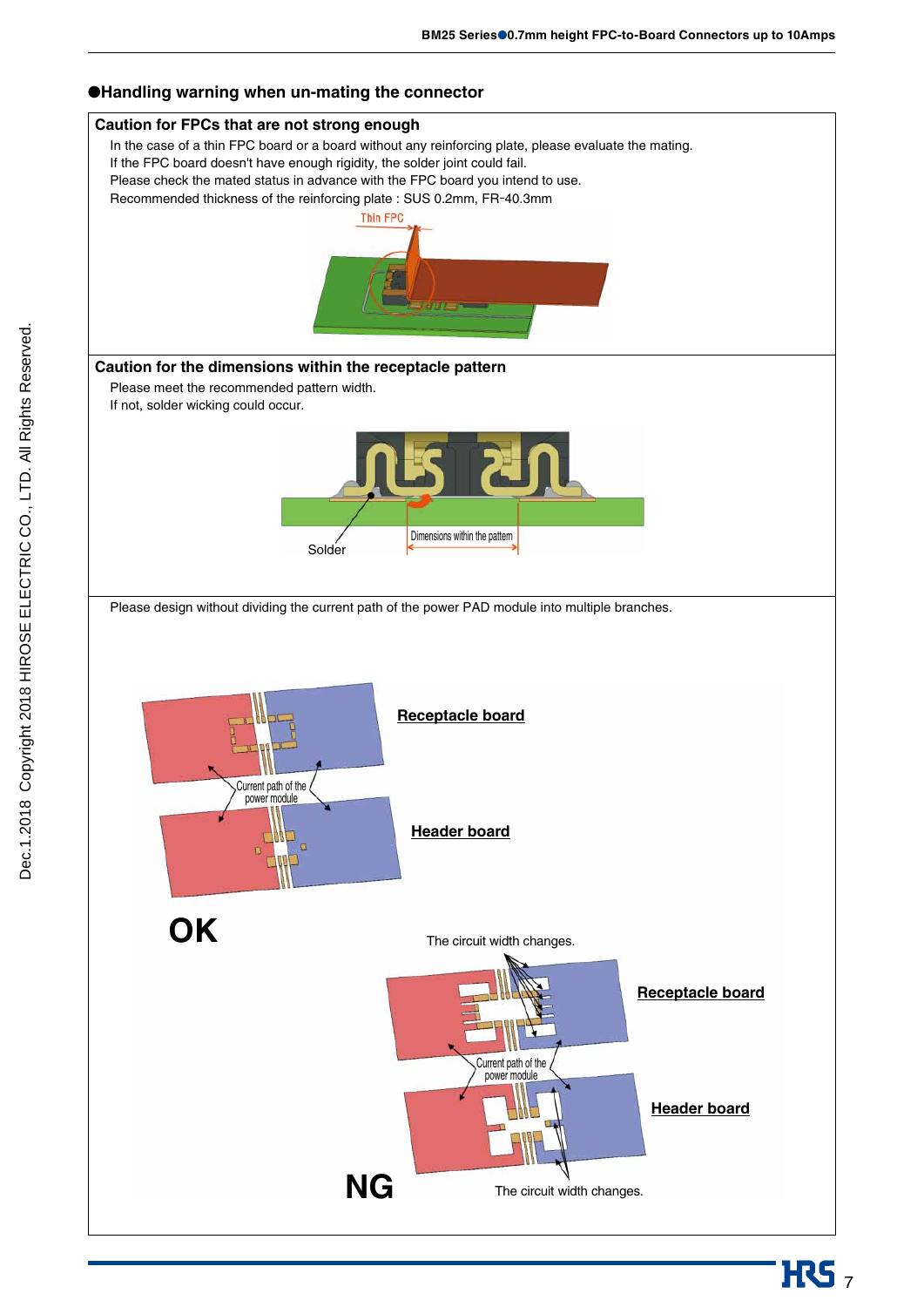## ●Handling warning when un-mating the connector

### Caution for FPCs that are not strong enough

In the case of a thin FPC board or a board without any reinforcing plate, please evaluate the mating.
If the FPC board doesn't have enough rigidity, the solder joint could fail.
Please check the mated status in advance with the FPC board you intend to use.
Recommended thickness of the reinforcing plate : SUS 0.2mm, FR-40.3mm

Thin FPC

### Caution for the dimensions within the receptacle pattern

Please meet the recommended pattern width.
If not, solder wicking could occur.

Solder

Dimensions within the pattern

Please design without dividing the current path of the power PAD module into multiple branches.

**OK**

Receptacle board

Current path of the power module

Header board

**NG**

The circuit width changes.

Receptacle board

Current path of the power module

Header board

The circuit width changes.

Dec.1.2018 Copyright 2018 HIROSE ELECTRIC CO., LTD. All Rights Reserved.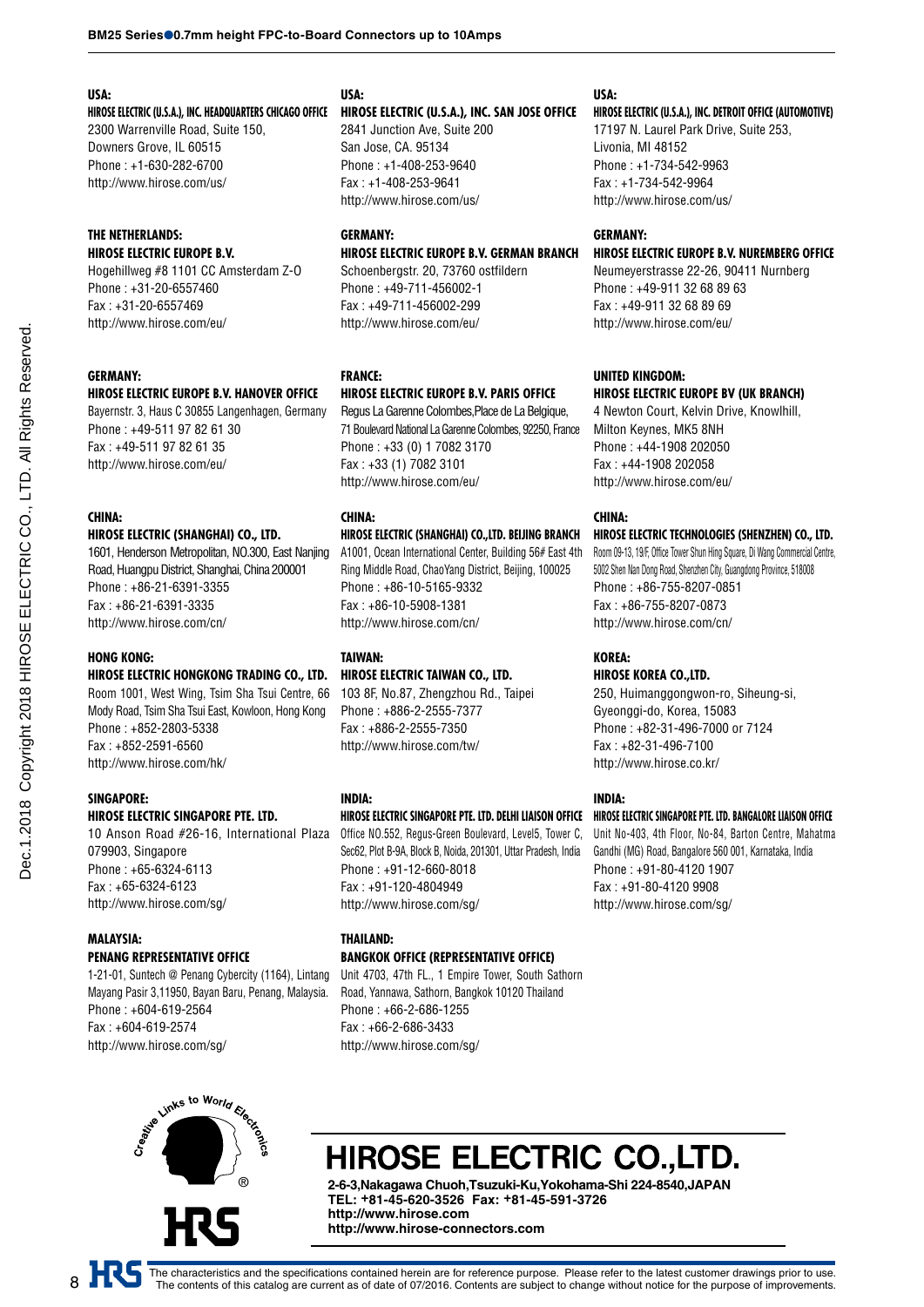**USA:**
**HIROSE ELECTRIC (U.S.A.), INC. HEADQUARTERS CHICAGO OFFICE**
2300 Warrenville Road, Suite 150,
Downers Grove, IL 60515
Phone : +1-630-282-6700
http://www.hirose.com/us/

**USA:**
**HIROSE ELECTRIC (U.S.A.), INC. SAN JOSE OFFICE**
2841 Junction Ave, Suite 200
San Jose, CA. 95134
Phone : +1-408-253-9640
Fax : +1-408-253-9641
http://www.hirose.com/us/

**USA:**
**HIROSE ELECTRIC (U.S.A.), INC. DETROIT OFFICE (AUTOMOTIVE)**
17197 N. Laurel Park Drive, Suite 253,
Livonia, MI 48152
Phone : +1-734-542-9963
Fax : +1-734-542-9964
http://www.hirose.com/us/

**THE NETHERLANDS:**
**HIROSE ELECTRIC EUROPE B.V.**
Hogehillweg #8 1101 CC Amsterdam Z-O
Phone : +31-20-6557460
Fax : +31-20-6557469
http://www.hirose.com/eu/

**GERMANY:**
**HIROSE ELECTRIC EUROPE B.V. GERMAN BRANCH**
Schoenbergstr. 20, 73760 ostfildern
Phone : +49-711-456002-1
Fax : +49-711-456002-299
http://www.hirose.com/eu/

**GERMANY:**
**HIROSE ELECTRIC EUROPE B.V. NUREMBERG OFFICE**
Neumeyerstrasse 22-26, 90411 Nurnberg
Phone : +49-911 32 68 89 63
Fax : +49-911 32 68 89 69
http://www.hirose.com/eu/

**GERMANY:**
**HIROSE ELECTRIC EUROPE B.V. HANOVER OFFICE**
Bayernstr. 3, Haus C 30855 Langenhagen, Germany
Phone : +49-511 97 82 61 30
Fax : +49-511 97 82 61 35
http://www.hirose.com/eu/

**FRANCE:**
**HIROSE ELECTRIC EUROPE B.V. PARIS OFFICE**
Regus La Garenne Colombes,Place de La Belgique,
71 Boulevard National La Garenne Colombes, 92250, France
Phone : +33 (0) 1 7082 3170
Fax : +33 (1) 7082 3101
http://www.hirose.com/eu/

**UNITED KINGDOM:**
**HIROSE ELECTRIC EUROPE BV (UK BRANCH)**
4 Newton Court, Kelvin Drive, Knowlhill,
Milton Keynes, MK5 8NH
Phone : +44-1908 202050
Fax : +44-1908 202058
http://www.hirose.com/eu/

**CHINA:**
**HIROSE ELECTRIC (SHANGHAI) CO., LTD.**
1601, Henderson Metropolitan, NO.300, East Nanjing Road, Huangpu District, Shanghai, China 200001
Phone : +86-21-6391-3355
Fax : +86-21-6391-3335
http://www.hirose.com/cn/

**CHINA:**
**HIROSE ELECTRIC (SHANGHAI) CO.,LTD. BEIJING BRANCH**
A1001, Ocean International Center, Building 56# East 4th Ring Middle Road, ChaoYang District, Beijing, 100025
Phone : +86-10-5165-9332
Fax : +86-10-5908-1381
http://www.hirose.com/cn/

**CHINA:**
**HIROSE ELECTRIC TECHNOLOGIES (SHENZHEN) CO., LTD.**
Room 09-13, 19/F, Office Tower Shun Hing Square, Di Wang Commercial Centre, 5002 Shen Nan Dong Road, Shenzhen City, Guangdong Province, 518008
Phone : +86-755-8207-0851
Fax : +86-755-8207-0873
http://www.hirose.com/cn/

**HONG KONG:**
**HIROSE ELECTRIC HONGKONG TRADING CO., LTD.**
Room 1001, West Wing, Tsim Sha Tsui Centre, 66 Mody Road, Tsim Sha Tsui East, Kowloon, Hong Kong
Phone : +852-2803-5338
Fax : +852-2591-6560
http://www.hirose.com/hk/

**TAIWAN:**
**HIROSE ELECTRIC TAIWAN CO., LTD.**
103 8F, No.87, Zhengzhou Rd., Taipei
Phone : +886-2-2555-7377
Fax : +886-2-2555-7350
http://www.hirose.com/tw/

**KOREA:**
**HIROSE KOREA CO.,LTD.**
250, Huimanggongwon-ro, Siheung-si,
Gyeonggi-do, Korea, 15083
Phone : +82-31-496-7000 or 7124
Fax : +82-31-496-7100
http://www.hirose.co.kr/

**SINGAPORE:**
**HIROSE ELECTRIC SINGAPORE PTE. LTD.**
10 Anson Road #26-16, International Plaza 079903, Singapore
Phone : +65-6324-6113
Fax : +65-6324-6123
http://www.hirose.com/sg/

**INDIA:**
**HIROSE ELECTRIC SINGAPORE PTE. LTD. DELHI LIAISON OFFICE**
Office NO.552, Regus-Green Boulevard, Level5, Tower C, Sec62, Plot B-9A, Block B, Noida, 201301, Uttar Pradesh, India
Phone : +91-12-660-8018
Fax : +91-120-4804949
http://www.hirose.com/sg/

**INDIA:**
**HIROSE ELECTRIC SINGAPORE PTE. LTD. BANGALORE LIAISON OFFICE**
Unit No-403, 4th Floor, No-84, Barton Centre, Mahatma Gandhi (MG) Road, Bangalore 560 001, Karnataka, India
Phone : +91-80-4120 1907
Fax : +91-80-4120 9908
http://www.hirose.com/sg/

**MALAYSIA:**
**PENANG REPRESENTATIVE OFFICE**
1-21-01, Suntech @ Penang Cybercity (1164), Lintang Mayang Pasir 3,11950, Bayan Baru, Penang, Malaysia.
Phone : +604-619-2564
Fax : +604-619-2574
http://www.hirose.com/sg/

**THAILAND:**
**BANGKOK OFFICE (REPRESENTATIVE OFFICE)**
Unit 4703, 47th FL., 1 Empire Tower, South Sathorn Road, Yannawa, Sathorn, Bangkok 10120 Thailand
Phone : +66-2-686-1255
Fax : +66-2-686-3433
http://www.hirose.com/sg/

Creative Links to World Electronics

HRS

# HIROSE ELECTRIC CO.,LTD.

**2-6-3,Nakagawa Chuoh,Tsuzuki-Ku,Yokohama-Shi 224-8540,JAPAN**
**TEL: +81-45-620-3526 Fax: +81-45-591-3726**
**http://www.hirose.com**
**http://www.hirose-connectors.com**

Dec.1.2018 Copyright 2018 HIROSE ELECTRIC CO., LTD. All Rights Reserved.

The characteristics and the specifications contained herein are for reference purpose. Please refer to the latest customer drawings prior to use.
The contents of this catalog are current as of date of 07/2016. Contents are subject to change without notice for the purpose of improvements.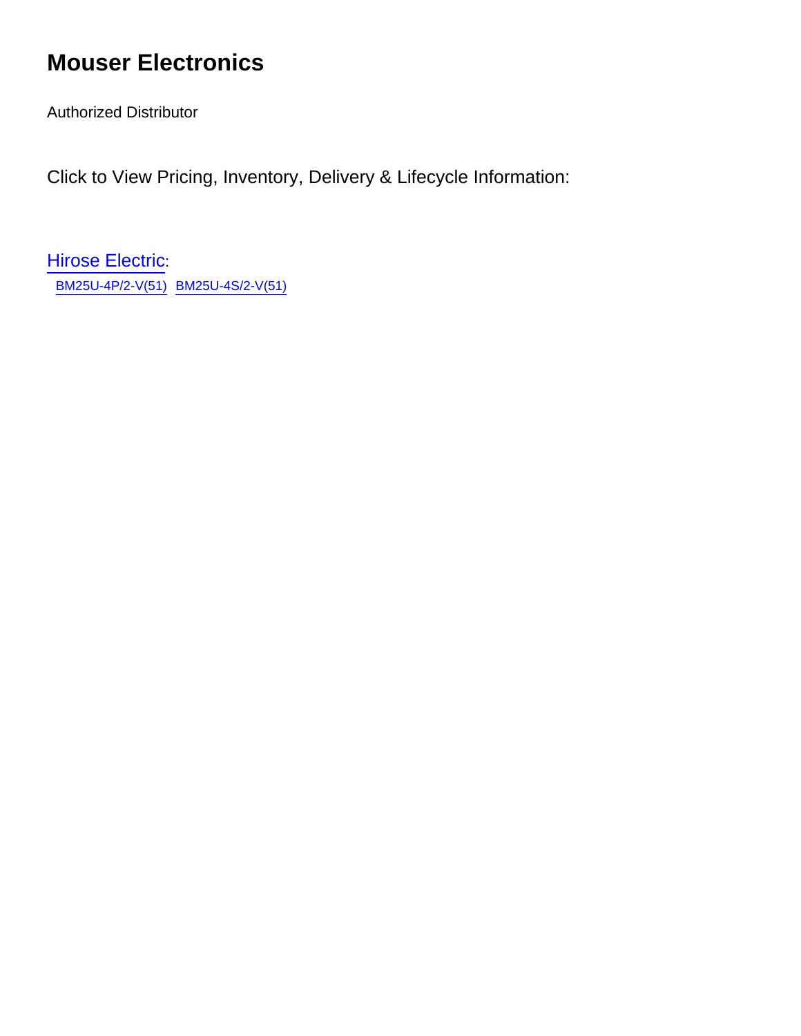# Mouser Electronics

Authorized Distributor

Click to View Pricing, Inventory, Delivery & Lifecycle Information:

Hirose Electric:

BM25U-4P/2-V(51) BM25U-4S/2-V(51)